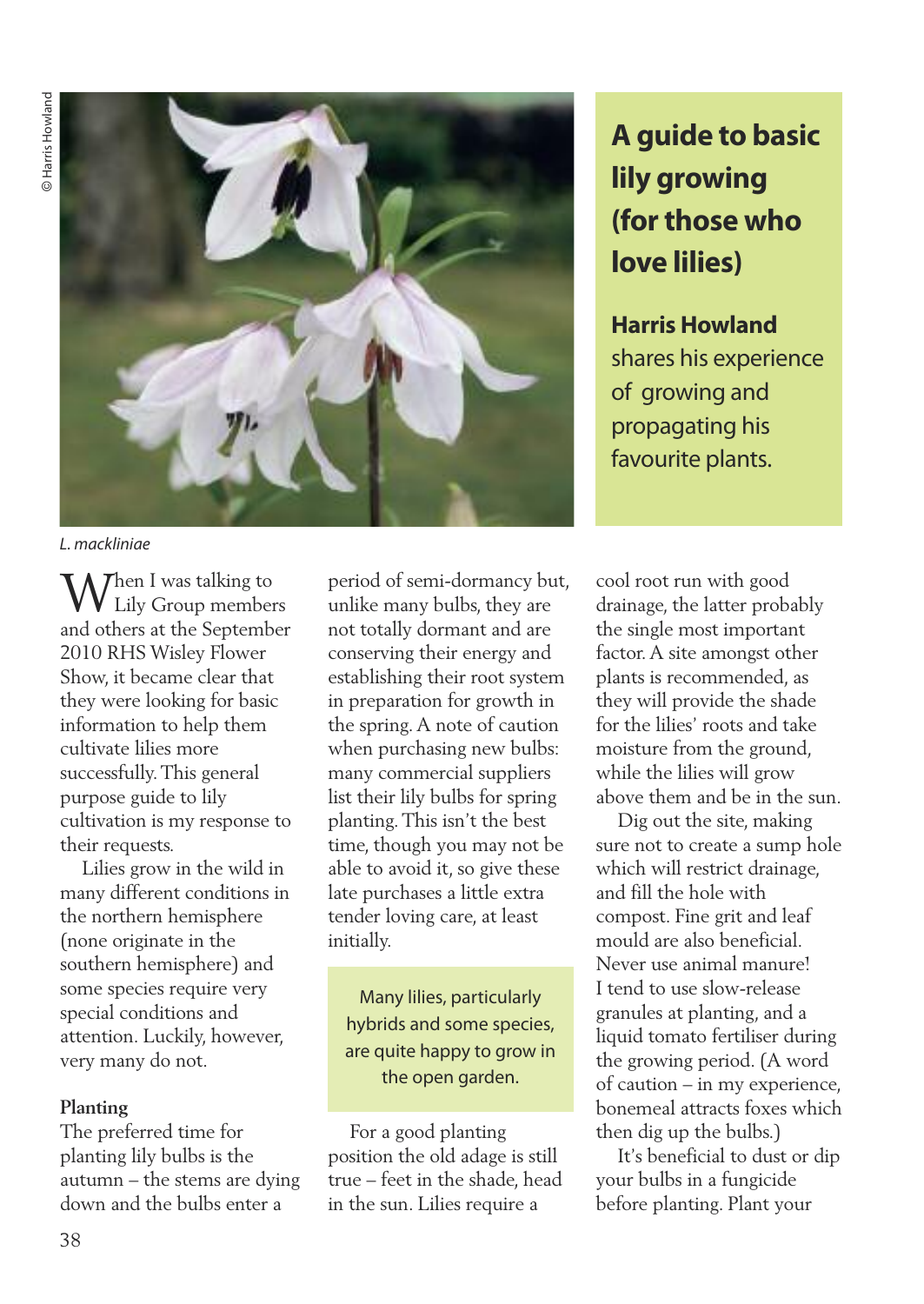# A guide to basic lily growing (for those who love lilies)

**Harris Howland** shares his experience of growing and propagating his favourite plants.

© Harris Howland

*L. mackliniae*

When I was talking to Lily Group members and others at the September 2010 RHS Wisley Flower Show, it became clear that they were looking for basic information to help them cultivate lilies more successfully. This general purpose guide to lily cultivation is my response to their requests.

Lilies grow in the wild in many different conditions in the northern hemisphere (none originate in the southern hemisphere) and some species require very special conditions and attention. Luckily, however, very many do not.

### Planting

The preferred time for planting lily bulbs is the autumn – the stems are dying down and the bulbs enter a period of semi-dormancy but, unlike many bulbs, they are not totally dormant and are conserving their energy and establishing their root system in preparation for growth in the spring. A note of caution when purchasing new bulbs: many commercial suppliers list their lily bulbs for spring planting. This isn't the best time, though you may not be able to avoid it, so give these late purchases a little extra tender loving care, at least initially.

> Many lilies, particularly hybrids and some species, are quite happy to grow in the open garden.

For a good planting position the old adage is still true – feet in the shade, head in the sun. Lilies require a cool root run with good drainage, the latter probably the single most important factor. A site amongst other plants is recommended, as they will provide the shade for the lilies' roots and take moisture from the ground, while the lilies will grow above them and be in the sun.

Dig out the site, making sure not to create a sump hole which will restrict drainage, and fill the hole with compost. Fine grit and leaf mould are also beneficial. Never use animal manure! I tend to use slow-release granules at planting, and a liquid tomato fertiliser during the growing period. (A word of caution – in my experience, bonemeal attracts foxes which then dig up the bulbs.)

It's beneficial to dust or dip your bulbs in a fungicide before planting. Plant your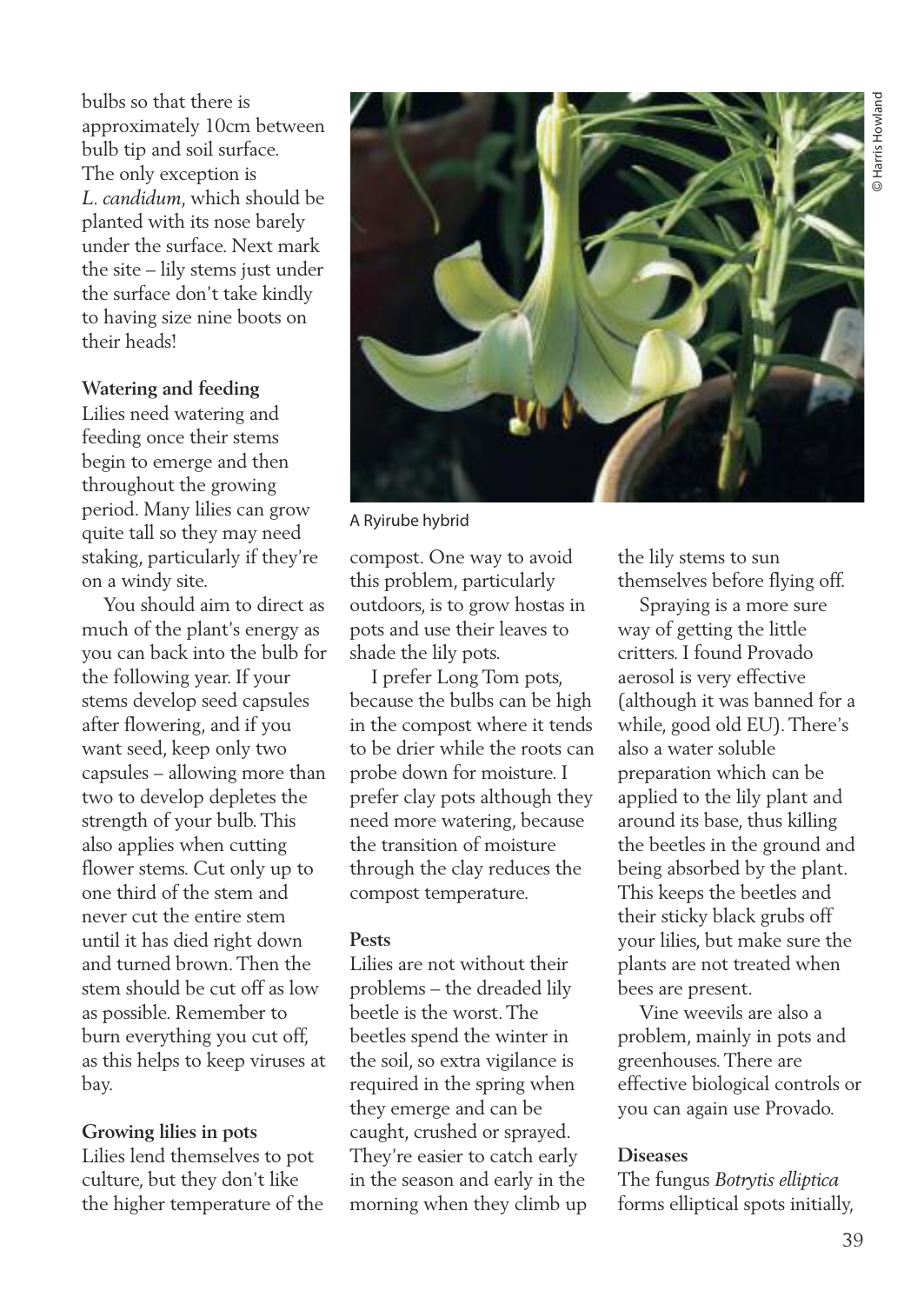bulbs so that there is approximately 10cm between bulb tip and soil surface. The only exception is *L. candidum*, which should be planted with its nose barely under the surface. Next mark the site – lily stems just under the surface don't take kindly to having size nine boots on their heads!

**Watering and feeding**

Lilies need watering and feeding once their stems begin to emerge and then throughout the growing period. Many lilies can grow quite tall so they may need staking, particularly if they're on a windy site.

You should aim to direct as much of the plant's energy as you can back into the bulb for the following year. If your stems develop seed capsules after flowering, and if you want seed, keep only two capsules – allowing more than two to develop depletes the strength of your bulb. This also applies when cutting flower stems. Cut only up to one third of the stem and never cut the entire stem until it has died right down and turned brown. Then the stem should be cut off as low as possible. Remember to burn everything you cut off, as this helps to keep viruses at bay.

**Growing lilies in pots**

Lilies lend themselves to pot culture, but they don't like the higher temperature of the compost. One way to avoid this problem, particularly outdoors, is to grow hostas in pots and use their leaves to shade the lily pots.

A Ryirube hybrid

© Harris Howland

I prefer Long Tom pots, because the bulbs can be high in the compost where it tends to be drier while the roots can probe down for moisture. I prefer clay pots although they need more watering, because the transition of moisture through the clay reduces the compost temperature.

**Pests**

Lilies are not without their problems – the dreaded lily beetle is the worst. The beetles spend the winter in the soil, so extra vigilance is required in the spring when they emerge and can be caught, crushed or sprayed. They're easier to catch early in the season and early in the morning when they climb up the lily stems to sun themselves before flying off.

Spraying is a more sure way of getting the little critters. I found Provado aerosol is very effective (although it was banned for a while, good old EU). There's also a water soluble preparation which can be applied to the lily plant and around its base, thus killing the beetles in the ground and being absorbed by the plant. This keeps the beetles and their sticky black grubs off your lilies, but make sure the plants are not treated when bees are present.

Vine weevils are also a problem, mainly in pots and greenhouses. There are effective biological controls or you can again use Provado.

**Diseases**

The fungus *Botrytis elliptica* forms elliptical spots initially,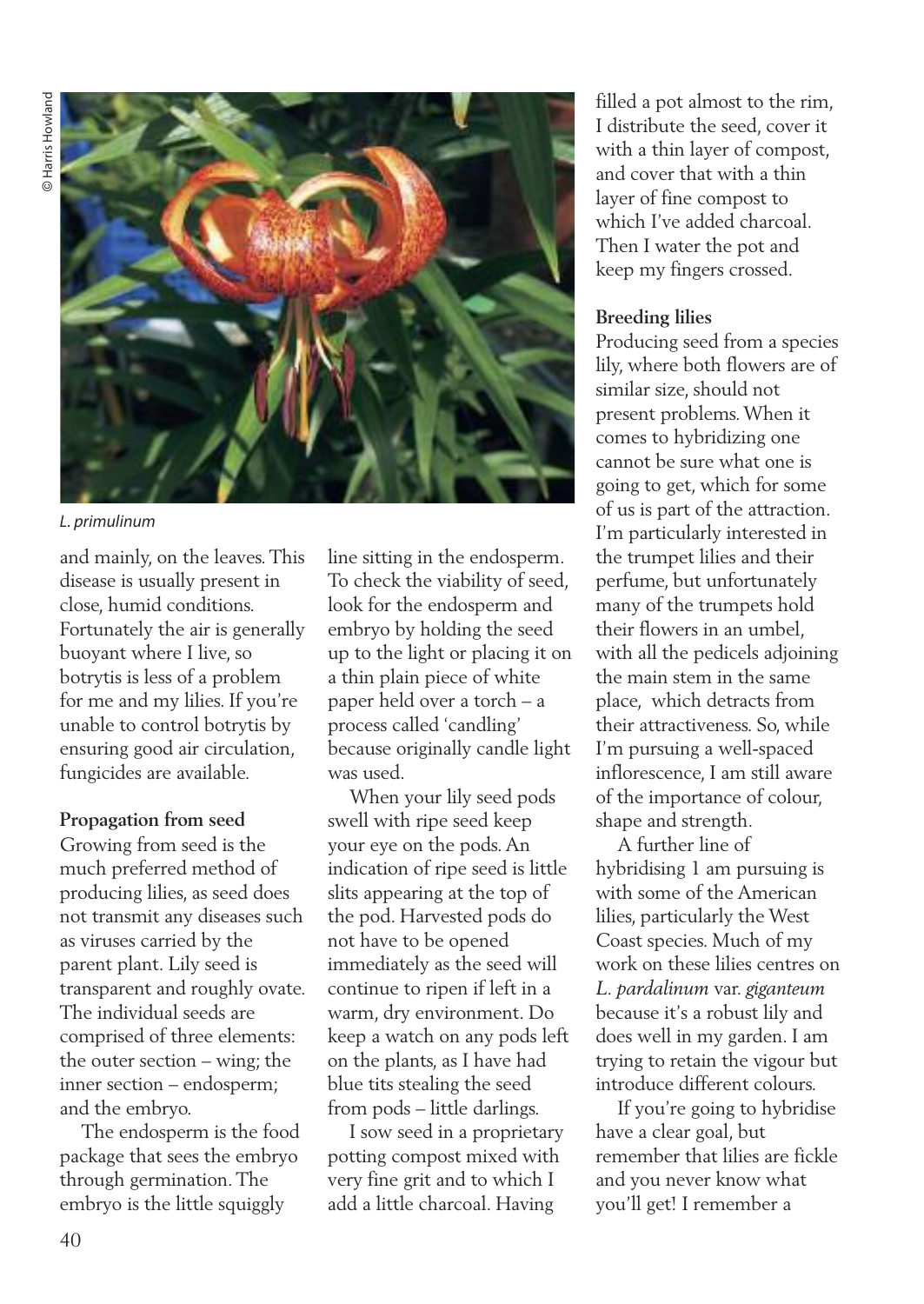*L. primulinum*

and mainly, on the leaves. This disease is usually present in close, humid conditions. Fortunately the air is generally buoyant where I live, so botrytis is less of a problem for me and my lilies. If you're unable to control botrytis by ensuring good air circulation, fungicides are available.

**Propagation from seed**

Growing from seed is the much preferred method of producing lilies, as seed does not transmit any diseases such as viruses carried by the parent plant. Lily seed is transparent and roughly ovate. The individual seeds are comprised of three elements: the outer section – wing; the inner section – endosperm; and the embryo.

The endosperm is the food package that sees the embryo through germination. The embryo is the little squiggly line sitting in the endosperm. To check the viability of seed, look for the endosperm and embryo by holding the seed up to the light or placing it on a thin plain piece of white paper held over a torch – a process called 'candling' because originally candle light was used.

When your lily seed pods swell with ripe seed keep your eye on the pods. An indication of ripe seed is little slits appearing at the top of the pod. Harvested pods do not have to be opened immediately as the seed will continue to ripen if left in a warm, dry environment. Do keep a watch on any pods left on the plants, as I have had blue tits stealing the seed from pods – little darlings.

I sow seed in a proprietary potting compost mixed with very fine grit and to which I add a little charcoal. Having filled a pot almost to the rim, I distribute the seed, cover it with a thin layer of compost, and cover that with a thin layer of fine compost to which I've added charcoal. Then I water the pot and keep my fingers crossed.

**Breeding lilies**

Producing seed from a species lily, where both flowers are of similar size, should not present problems. When it comes to hybridizing one cannot be sure what one is going to get, which for some of us is part of the attraction. I'm particularly interested in the trumpet lilies and their perfume, but unfortunately many of the trumpets hold their flowers in an umbel, with all the pedicels adjoining the main stem in the same place, which detracts from their attractiveness. So, while I'm pursuing a well-spaced inflorescence, I am still aware of the importance of colour, shape and strength.

A further line of hybridising I am pursuing is with some of the American lilies, particularly the West Coast species. Much of my work on these lilies centres on *L. pardalinum* var. *giganteum* because it's a robust lily and does well in my garden. I am trying to retain the vigour but introduce different colours.

If you're going to hybridise have a clear goal, but remember that lilies are fickle and you never know what you'll get! I remember a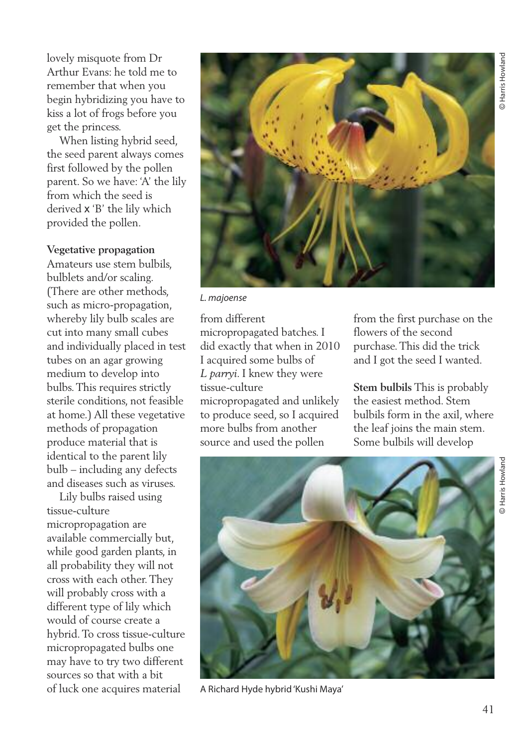lovely misquote from Dr Arthur Evans: he told me to remember that when you begin hybridizing you have to kiss a lot of frogs before you get the princess.

When listing hybrid seed, the seed parent always comes first followed by the pollen parent. So we have: 'A' the lily from which the seed is derived x 'B' the lily which provided the pollen.

**Vegetative propagation**
Amateurs use stem bulbils, bulblets and/or scaling. (There are other methods, such as micro-propagation, whereby lily bulb scales are cut into many small cubes and individually placed in test tubes on an agar growing medium to develop into bulbs. This requires strictly sterile conditions, not feasible at home.) All these vegetative methods of propagation produce material that is identical to the parent lily bulb – including any defects and diseases such as viruses.

Lily bulbs raised using tissue-culture micropropagation are available commercially but, while good garden plants, in all probability they will not cross with each other. They will probably cross with a different type of lily which would of course create a hybrid. To cross tissue-culture micropropagated bulbs one may have to try two different sources so that with a bit of luck one acquires material from different micropropagated batches. I did exactly that when in 2010 I acquired some bulbs of *L parryi*. I knew they were tissue-culture micropropagated and unlikely to produce seed, so I acquired more bulbs from another source and used the pollen from the first purchase on the flowers of the second purchase. This did the trick and I got the seed I wanted.

**Stem bulbils** This is probably the easiest method. Stem bulbils form in the axil, where the leaf joins the main stem. Some bulbils will develop

*L. majoense*

© Harris Howland

A Richard Hyde hybrid 'Kushi Maya'

© Harris Howland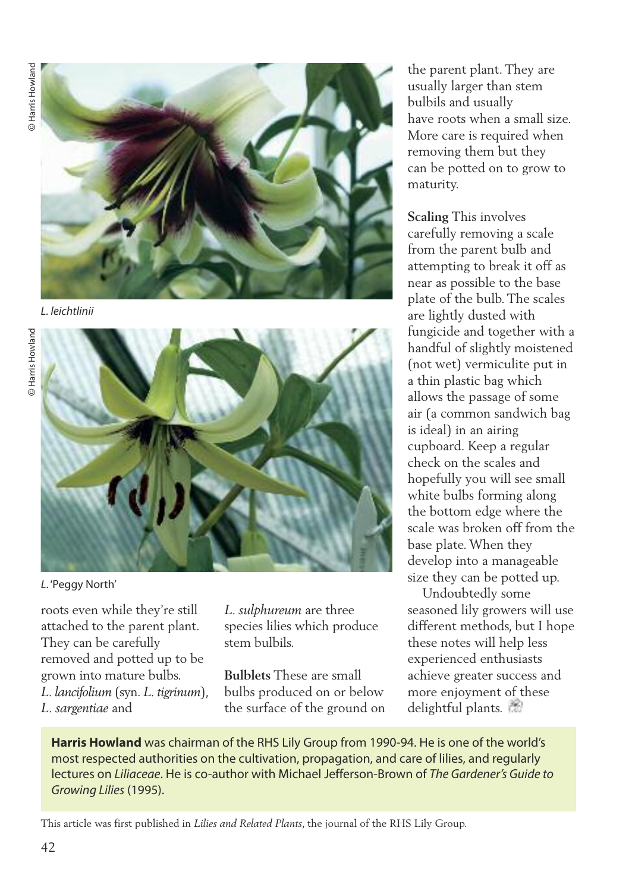© Harris Howland

*L. leichtlinii*

© Harris Howland

*L.* 'Peggy North'

roots even while they're still attached to the parent plant. They can be carefully removed and potted up to be grown into mature bulbs. *L. lancifolium* (syn. *L. tigrinum*), *L. sargentiae* and *L. sulphureum* are three species lilies which produce stem bulbils.

**Bulblets** These are small bulbs produced on or below the surface of the ground on the parent plant. They are usually larger than stem bulbils and usually have roots when a small size. More care is required when removing them but they can be potted on to grow to maturity.

**Scaling** This involves carefully removing a scale from the parent bulb and attempting to break it off as near as possible to the base plate of the bulb. The scales are lightly dusted with fungicide and together with a handful of slightly moistened (not wet) vermiculite put in a thin plastic bag which allows the passage of some air (a common sandwich bag is ideal) in an airing cupboard. Keep a regular check on the scales and hopefully you will see small white bulbs forming along the bottom edge where the scale was broken off from the base plate. When they develop into a manageable size they can be potted up.

Undoubtedly some seasoned lily growers will use different methods, but I hope these notes will help less experienced enthusiasts achieve greater success and more enjoyment of these delightful plants.

**Harris Howland** was chairman of the RHS Lily Group from 1990-94. He is one of the world's most respected authorities on the cultivation, propagation, and care of lilies, and regularly lectures on *Liliaceae*. He is co-author with Michael Jefferson-Brown of *The Gardener's Guide to Growing Lilies* (1995).

This article was first published in *Lilies and Related Plants*, the journal of the RHS Lily Group.